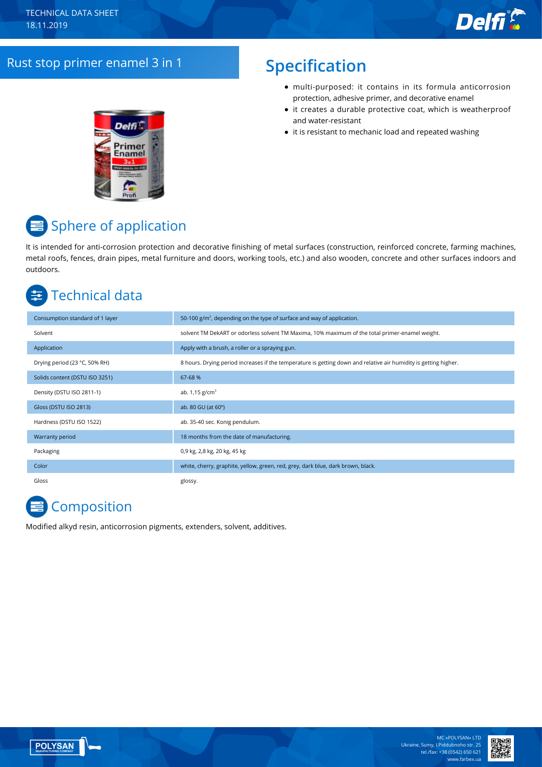TECHNICAL DATA SHEET
18.11.2019

# Rust stop primer enamel 3 in 1

## Specification

- multi-purposed: it contains in its formula anticorrosion protection, adhesive primer, and decorative enamel
- it creates a durable protective coat, which is weatherproof and water-resistant
- it is resistant to mechanic load and repeated washing

## Sphere of application

It is intended for anti-corrosion protection and decorative finishing of metal surfaces (construction, reinforced concrete, farming machines, metal roofs, fences, drain pipes, metal furniture and doors, working tools, etc.) and also wooden, concrete and other surfaces indoors and outdoors.

## Technical data

| | |
|---|---|
| Consumption standard of 1 layer | 50-100 g/m², depending on the type of surface and way of application. |
| Solvent | solvent TM DekART or odorless solvent TM Maxima, 10% maximum of the total primer-enamel weight. |
| Application | Apply with a brush, a roller or a spraying gun. |
| Drying period (23 °C, 50% RH) | 8 hours. Drying period increases if the temperature is getting down and relative air humidity is getting higher. |
| Solids content (DSTU ISO 3251) | 67-68 % |
| Density (DSTU ISO 2811-1) | ab. 1,15 g/cm³ |
| Gloss (DSTU ISO 2813) | ab. 80 GU (at 60°) |
| Hardness (DSTU ISO 1522) | ab. 35-40 sec. Konig pendulum. |
| Warranty period | 18 months from the date of manufacturing. |
| Packaging | 0,9 kg, 2,8 kg, 20 kg, 45 kg |
| Color | white, cherry, graphite, yellow, green, red, grey, dark blue, dark brown, black. |
| Gloss | glossy. |

## Composition

Modified alkyd resin, anticorrosion pigments, extenders, solvent, additives.

MC «POLYSAN» LTD
Ukraine, Sumy, I.Piddubnoho str. 25
tel./fax: +38 (0542) 650 621
www.farbex.ua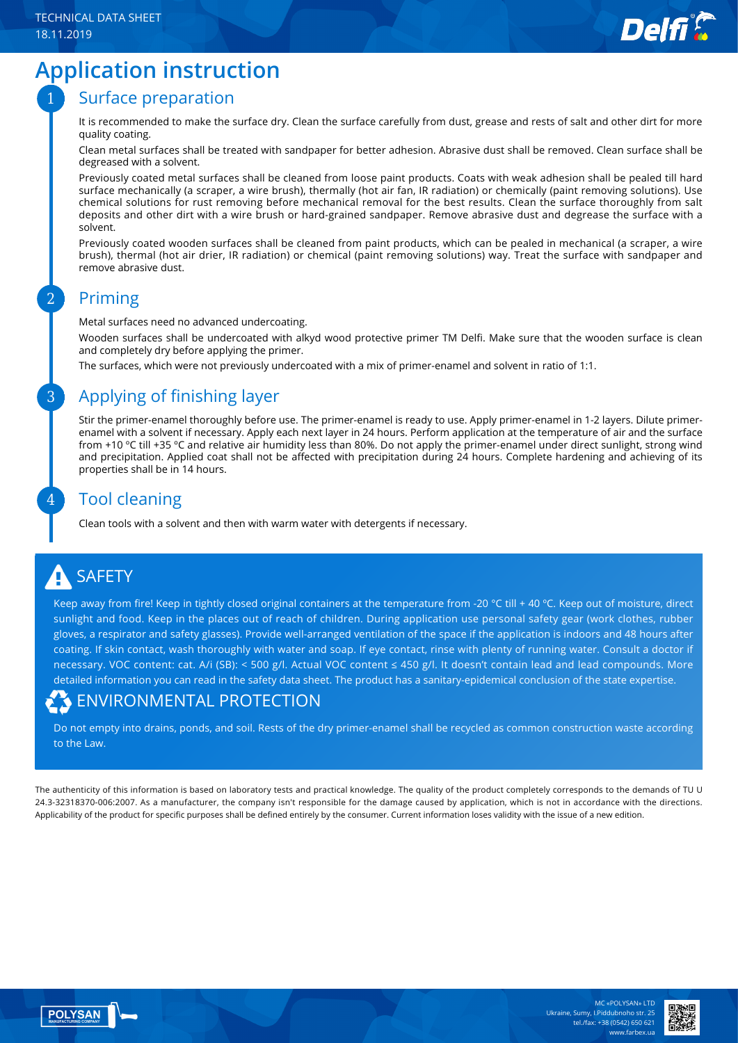# Application instruction

## 1 Surface preparation

It is recommended to make the surface dry. Clean the surface carefully from dust, grease and rests of salt and other dirt for more quality coating.

Clean metal surfaces shall be treated with sandpaper for better adhesion. Abrasive dust shall be removed. Clean surface shall be degreased with a solvent.

Previously coated metal surfaces shall be cleaned from loose paint products. Coats with weak adhesion shall be pealed till hard surface mechanically (a scraper, a wire brush), thermally (hot air fan, IR radiation) or chemically (paint removing solutions). Use chemical solutions for rust removing before mechanical removal for the best results. Clean the surface thoroughly from salt deposits and other dirt with a wire brush or hard-grained sandpaper. Remove abrasive dust and degrease the surface with a solvent.

Previously coated wooden surfaces shall be cleaned from paint products, which can be pealed in mechanical (a scraper, a wire brush), thermal (hot air drier, IR radiation) or chemical (paint removing solutions) way. Treat the surface with sandpaper and remove abrasive dust.

## 2 Priming

Metal surfaces need no advanced undercoating.

Wooden surfaces shall be undercoated with alkyd wood protective primer TM Delfi. Make sure that the wooden surface is clean and completely dry before applying the primer.

The surfaces, which were not previously undercoated with a mix of primer-enamel and solvent in ratio of 1:1.

## 3 Applying of finishing layer

Stir the primer-enamel thoroughly before use. The primer-enamel is ready to use. Apply primer-enamel in 1-2 layers. Dilute primer-enamel with a solvent if necessary. Apply each next layer in 24 hours. Perform application at the temperature of air and the surface from +10 °C till +35 °C and relative air humidity less than 80%. Do not apply the primer-enamel under direct sunlight, strong wind and precipitation. Applied coat shall not be affected with precipitation during 24 hours. Complete hardening and achieving of its properties shall be in 14 hours.

## 4 Tool cleaning

Clean tools with a solvent and then with warm water with detergents if necessary.

## SAFETY

Keep away from fire! Keep in tightly closed original containers at the temperature from -20 °C till + 40 °C. Keep out of moisture, direct sunlight and food. Keep in the places out of reach of children. During application use personal safety gear (work clothes, rubber gloves, a respirator and safety glasses). Provide well-arranged ventilation of the space if the application is indoors and 48 hours after coating. If skin contact, wash thoroughly with water and soap. If eye contact, rinse with plenty of running water. Consult a doctor if necessary. VOC content: cat. A/i (SB): < 500 g/l. Actual VOC content ≤ 450 g/l. It doesn't contain lead and lead compounds. More detailed information you can read in the safety data sheet. The product has a sanitary-epidemical conclusion of the state expertise.

## ENVIRONMENTAL PROTECTION

Do not empty into drains, ponds, and soil. Rests of the dry primer-enamel shall be recycled as common construction waste according to the Law.

The authenticity of this information is based on laboratory tests and practical knowledge. The quality of the product completely corresponds to the demands of TU U 24.3-32318370-006:2007. As a manufacturer, the company isn't responsible for the damage caused by application, which is not in accordance with the directions. Applicability of the product for specific purposes shall be defined entirely by the consumer. Current information loses validity with the issue of a new edition.

MC «POLYSAN» LTD
Ukraine, Sumy, I.Piddubnoho str. 25
tel./fax: +38 (0542) 650 621
www.farbex.ua